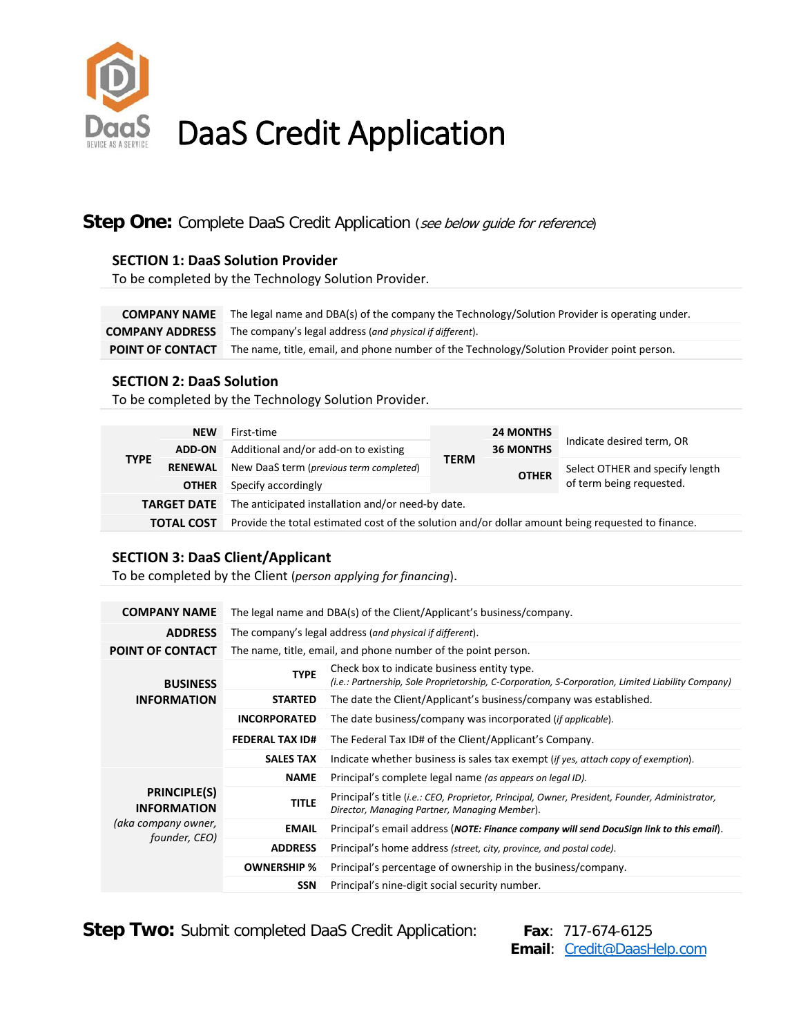# DaaS Credit Application

## **Step One:** Complete DaaS Credit Application (*see below guide for reference*)

### SECTION 1: DaaS Solution Provider

To be completed by the Technology Solution Provider.

| | |
|---|---|
| **COMPANY NAME** | The legal name and DBA(s) of the company the Technology/Solution Provider is operating under. |
| **COMPANY ADDRESS** | The company's legal address (*and physical if different*). |
| **POINT OF CONTACT** | The name, title, email, and phone number of the Technology/Solution Provider point person. |

### SECTION 2: DaaS Solution

To be completed by the Technology Solution Provider.

| | | | | | |
|---|---|---|---|---|---|
| **TYPE** | **NEW** | First-time | **TERM** | **24 MONTHS** | Indicate desired term, OR |
| | **ADD-ON** | Additional and/or add-on to existing | | **36 MONTHS** | |
| | **RENEWAL** | New DaaS term (*previous term completed*) | | **OTHER** | Select OTHER and specify length of term being requested. |
| | **OTHER** | Specify accordingly | | | |
| **TARGET DATE** | | The anticipated installation and/or need-by date. | | | |
| **TOTAL COST** | | Provide the total estimated cost of the solution and/or dollar amount being requested to finance. | | | |

### SECTION 3: DaaS Client/Applicant

To be completed by the Client (*person applying for financing*).

| | | |
|---|---|---|
| **COMPANY NAME** | | The legal name and DBA(s) of the Client/Applicant's business/company. |
| **ADDRESS** | | The company's legal address (*and physical if different*). |
| **POINT OF CONTACT** | | The name, title, email, and phone number of the point person. |
| **BUSINESS INFORMATION** | **TYPE** | Check box to indicate business entity type. (*i.e.: Partnership, Sole Proprietorship, C-Corporation, S-Corporation, Limited Liability Company*) |
| | **STARTED** | The date the Client/Applicant's business/company was established. |
| | **INCORPORATED** | The date business/company was incorporated (*if applicable*). |
| | **FEDERAL TAX ID#** | The Federal Tax ID# of the Client/Applicant's Company. |
| | **SALES TAX** | Indicate whether business is sales tax exempt (*if yes, attach copy of exemption*). |
| **PRINCIPLE(S) INFORMATION** (*aka company owner, founder, CEO*) | **NAME** | Principal's complete legal name (*as appears on legal ID*). |
| | **TITLE** | Principal's title (*i.e.: CEO, Proprietor, Principal, Owner, President, Founder, Administrator, Director, Managing Partner, Managing Member*). |
| | **EMAIL** | Principal's email address (***NOTE: Finance company will send DocuSign link to this email***). |
| | **ADDRESS** | Principal's home address (*street, city, province, and postal code*). |
| | **OWNERSHIP %** | Principal's percentage of ownership in the business/company. |
| | **SSN** | Principal's nine-digit social security number. |

## **Step Two:** Submit completed DaaS Credit Application:

**Fax**: 717-674-6125
**Email**: Credit@DaasHelp.com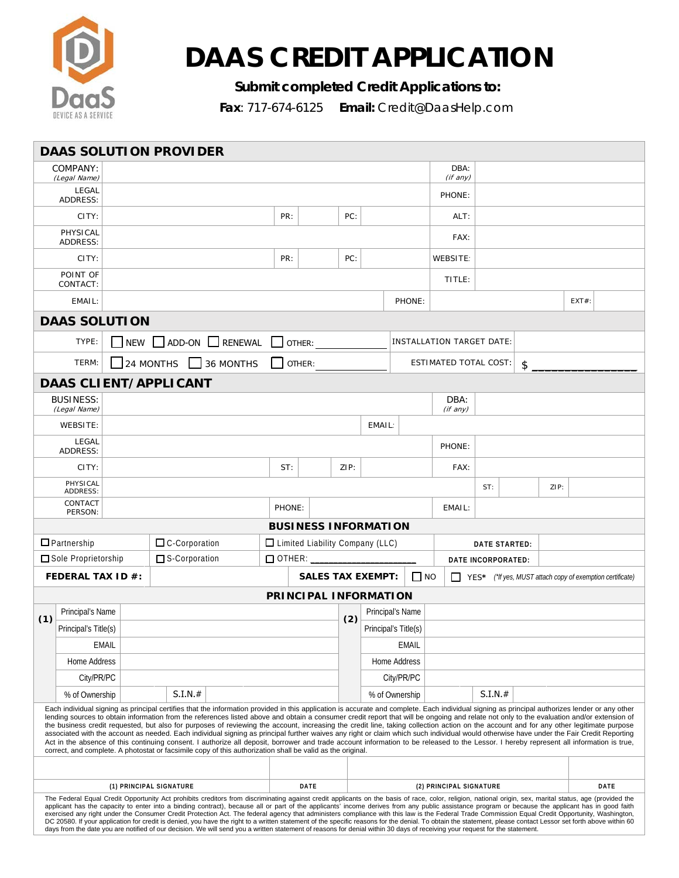DaaS
DEVICE AS A SERVICE

# DAAS CREDIT APPLICATION

**Submit completed Credit Applications to:**

**Fax**: 717-674-6125 **Email:** Credit@DaasHelp.com

## DAAS SOLUTION PROVIDER

| | | | | | | | |
|---|---|---|---|---|---|---|---|
| COMPANY: *(Legal Name)* | | | | | | DBA: *(if any)* | |
| LEGAL ADDRESS: | | | | | | PHONE: | |
| CITY: | | PR: | | PC: | | ALT: | |
| PHYSICAL ADDRESS: | | | | | | FAX: | |
| CITY: | | PR: | | PC: | | WEBSITE: | |
| POINT OF CONTACT: | | | | | | TITLE: | |
| EMAIL: | | | | PHONE: | | EXT#: | |

## DAAS SOLUTION

| | | | |
|---|---|---|---|
| TYPE: | ☐ NEW ☐ ADD-ON ☐ RENEWAL ☐ OTHER: ________ | INSTALLATION TARGET DATE: | |
| TERM: | ☐ 24 MONTHS ☐ 36 MONTHS ☐ OTHER: ________ | ESTIMATED TOTAL COST: | $ ________________ |

## DAAS CLIENT/APPLICANT

| | | | | | | | |
|---|---|---|---|---|---|---|---|
| BUSINESS: *(Legal Name)* | | | | | | DBA: *(if any)* | |
| WEBSITE: | | | | EMAIL: | | | |
| LEGAL ADDRESS: | | | | | | PHONE: | |
| CITY: | | ST: | | ZIP: | | FAX: | |
| PHYSICAL ADDRESS: | | | | ST: | | ZIP: | |
| CONTACT PERSON: | | PHONE: | | | | EMAIL: | |

### BUSINESS INFORMATION

| | | | | |
|---|---|---|---|---|
| ☐ Partnership | ☐ C-Corporation | ☐ Limited Liability Company (LLC) | DATE STARTED: | |
| ☐ Sole Proprietorship | ☐ S-Corporation | ☐ OTHER: ________________ | DATE INCORPORATED: | |
| **FEDERAL TAX ID #:** | | **SALES TAX EXEMPT:** ☐ NO | ☐ YES* *(*If yes, MUST attach copy of exemption certificate)* | |

### PRINCIPAL INFORMATION

| | | | | | | | |
|---|---|---|---|---|---|---|---|
| (1) | Principal's Name | | | (2) | Principal's Name | | |
| | Principal's Title(s) | | | | Principal's Title(s) | | |
| | EMAIL | | | | EMAIL | | |
| | Home Address | | | | Home Address | | |
| | City/PR/PC | | | | City/PR/PC | | |
| | % of Ownership | S.I.N.# | | | % of Ownership | S.I.N.# | |

Each individual signing as principal certifies that the information provided in this application is accurate and complete. Each individual signing as principal authorizes lender or any other lending sources to obtain information from the references listed above and obtain a consumer credit report that will be ongoing and relate not only to the evaluation and/or extension of the business credit requested, but also for purposes of reviewing the account, increasing the credit line, taking collection action on the account and for any other legitimate purpose associated with the account as needed. Each individual signing as principal further waives any right or claim which such individual would otherwise have under the Fair Credit Reporting Act in the absence of this continuing consent. I authorize all deposit, borrower and trade account information to be released to the Lessor. I hereby represent all information is true, correct, and complete. A photostat or facsimile copy of this authorization shall be valid as the original.

| | | | |
|---|---|---|---|
| | | | |
| (1) PRINCIPAL SIGNATURE | DATE | (2) PRINCIPAL SIGNATURE | DATE |

The Federal Equal Credit Opportunity Act prohibits creditors from discriminating against credit applicants on the basis of race, color, religion, national origin, sex, marital status, age (provided the applicant has the capacity to enter into a binding contract), because all or part of the applicants' income derives from any public assistance program or because the applicant has in good faith exercised any right under the Consumer Credit Protection Act. The federal agency that administers compliance with this law is the Federal Trade Commission Equal Credit Opportunity, Washington, DC 20580. If your application for credit is denied, you have the right to a written statement of the specific reasons for the denial. To obtain the statement, please contact Lessor set forth above within 60 days from the date you are notified of our decision. We will send you a written statement of reasons for denial within 30 days of receiving your request for the statement.